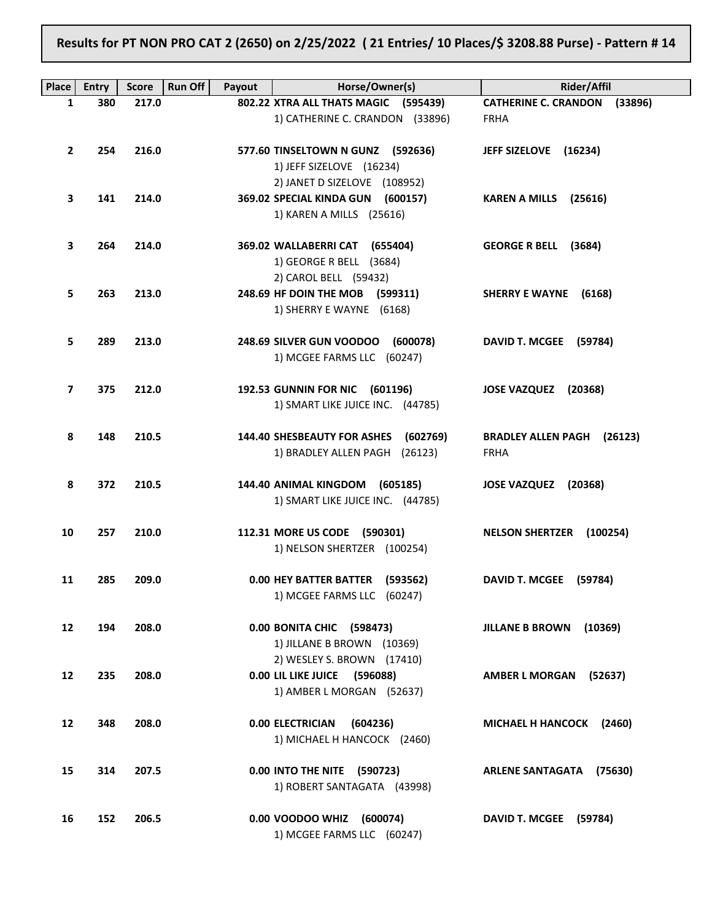**Results for PT NON PRO CAT 2 (2650) on 2/25/2022 ( 21 Entries/ 10 Places/$ 3208.88 Purse) - Pattern # 14**

| Place | Entry | Score | Run Off | Payout | Horse/Owner(s) | Rider/Affil |
|---|---|---|---|---|---|---|
| 1 | 380 | 217.0 | | 802.22 | **XTRA ALL THATS MAGIC (595439)**<br>1) CATHERINE C. CRANDON (33896) | **CATHERINE C. CRANDON (33896)**<br>FRHA |
| 2 | 254 | 216.0 | | 577.60 | **TINSELTOWN N GUNZ (592636)**<br>1) JEFF SIZELOVE (16234)<br>2) JANET D SIZELOVE (108952) | **JEFF SIZELOVE (16234)** |
| 3 | 141 | 214.0 | | 369.02 | **SPECIAL KINDA GUN (600157)**<br>1) KAREN A MILLS (25616) | **KAREN A MILLS (25616)** |
| 3 | 264 | 214.0 | | 369.02 | **WALLABERRI CAT (655404)**<br>1) GEORGE R BELL (3684)<br>2) CAROL BELL (59432) | **GEORGE R BELL (3684)** |
| 5 | 263 | 213.0 | | 248.69 | **HF DOIN THE MOB (599311)**<br>1) SHERRY E WAYNE (6168) | **SHERRY E WAYNE (6168)** |
| 5 | 289 | 213.0 | | 248.69 | **SILVER GUN VOODOO (600078)**<br>1) MCGEE FARMS LLC (60247) | **DAVID T. MCGEE (59784)** |
| 7 | 375 | 212.0 | | 192.53 | **GUNNIN FOR NIC (601196)**<br>1) SMART LIKE JUICE INC. (44785) | **JOSE VAZQUEZ (20368)** |
| 8 | 148 | 210.5 | | 144.40 | **SHESBEAUTY FOR ASHES (602769)**<br>1) BRADLEY ALLEN PAGH (26123) | **BRADLEY ALLEN PAGH (26123)**<br>FRHA |
| 8 | 372 | 210.5 | | 144.40 | **ANIMAL KINGDOM (605185)**<br>1) SMART LIKE JUICE INC. (44785) | **JOSE VAZQUEZ (20368)** |
| 10 | 257 | 210.0 | | 112.31 | **MORE US CODE (590301)**<br>1) NELSON SHERTZER (100254) | **NELSON SHERTZER (100254)** |
| 11 | 285 | 209.0 | | 0.00 | **HEY BATTER BATTER (593562)**<br>1) MCGEE FARMS LLC (60247) | **DAVID T. MCGEE (59784)** |
| 12 | 194 | 208.0 | | 0.00 | **BONITA CHIC (598473)**<br>1) JILLANE B BROWN (10369)<br>2) WESLEY S. BROWN (17410) | **JILLANE B BROWN (10369)** |
| 12 | 235 | 208.0 | | 0.00 | **LIL LIKE JUICE (596088)**<br>1) AMBER L MORGAN (52637) | **AMBER L MORGAN (52637)** |
| 12 | 348 | 208.0 | | 0.00 | **ELECTRICIAN (604236)**<br>1) MICHAEL H HANCOCK (2460) | **MICHAEL H HANCOCK (2460)** |
| 15 | 314 | 207.5 | | 0.00 | **INTO THE NITE (590723)**<br>1) ROBERT SANTAGATA (43998) | **ARLENE SANTAGATA (75630)** |
| 16 | 152 | 206.5 | | 0.00 | **VOODOO WHIZ (600074)**<br>1) MCGEE FARMS LLC (60247) | **DAVID T. MCGEE (59784)** |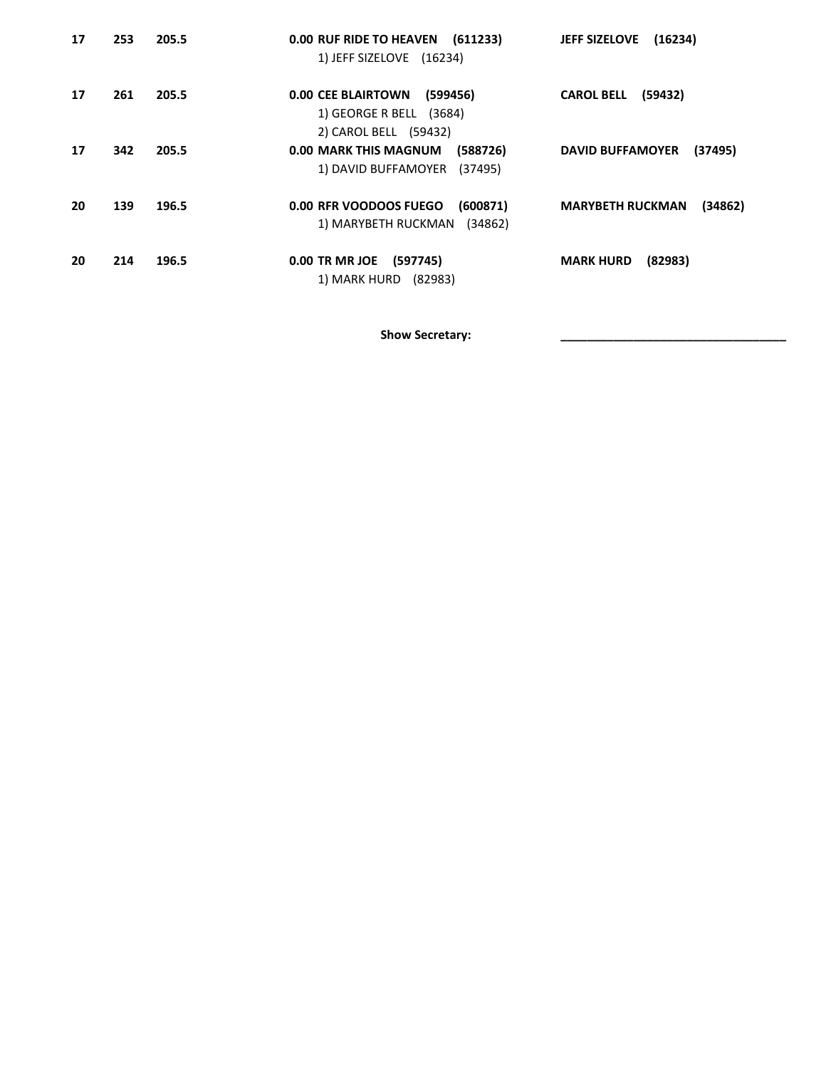| | | | | |
|---|---|---|---|---|
| **17** | **253** | **205.5** | **0.00 RUF RIDE TO HEAVEN (611233)**<br>1) JEFF SIZELOVE (16234) | **JEFF SIZELOVE (16234)** |
| **17** | **261** | **205.5** | **0.00 CEE BLAIRTOWN (599456)**<br>1) GEORGE R BELL (3684)<br>2) CAROL BELL (59432) | **CAROL BELL (59432)** |
| **17** | **342** | **205.5** | **0.00 MARK THIS MAGNUM (588726)**<br>1) DAVID BUFFAMOYER (37495) | **DAVID BUFFAMOYER (37495)** |
| **20** | **139** | **196.5** | **0.00 RFR VOODOOS FUEGO (600871)**<br>1) MARYBETH RUCKMAN (34862) | **MARYBETH RUCKMAN (34862)** |
| **20** | **214** | **196.5** | **0.00 TR MR JOE (597745)**<br>1) MARK HURD (82983) | **MARK HURD (82983)** |

**Show Secretary:** ________________________________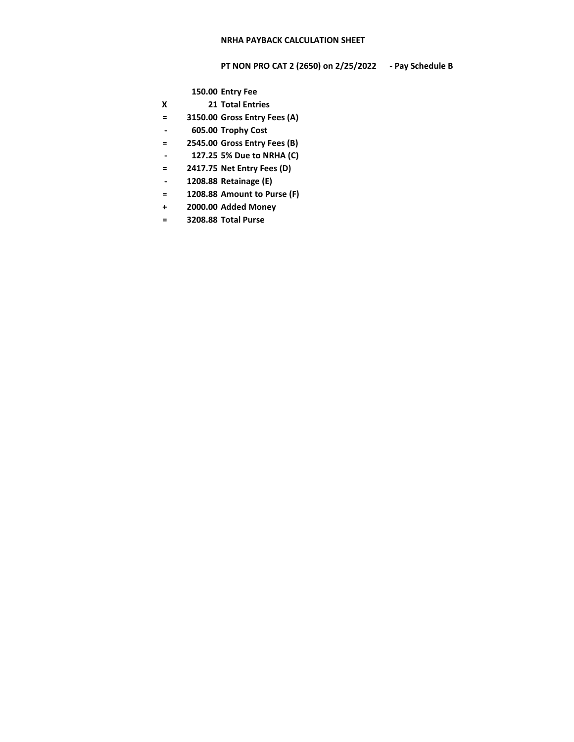**NRHA PAYBACK CALCULATION SHEET**

**PT NON PRO CAT 2 (2650) on 2/25/2022 - Pay Schedule B**

| | | |
|---|---|---|
| | 150.00 | Entry Fee |
| X | 21 | Total Entries |
| = | 3150.00 | Gross Entry Fees (A) |
| - | 605.00 | Trophy Cost |
| = | 2545.00 | Gross Entry Fees (B) |
| - | 127.25 | 5% Due to NRHA (C) |
| = | 2417.75 | Net Entry Fees (D) |
| - | 1208.88 | Retainage (E) |
| = | 1208.88 | Amount to Purse (F) |
| + | 2000.00 | Added Money |
| = | 3208.88 | Total Purse |